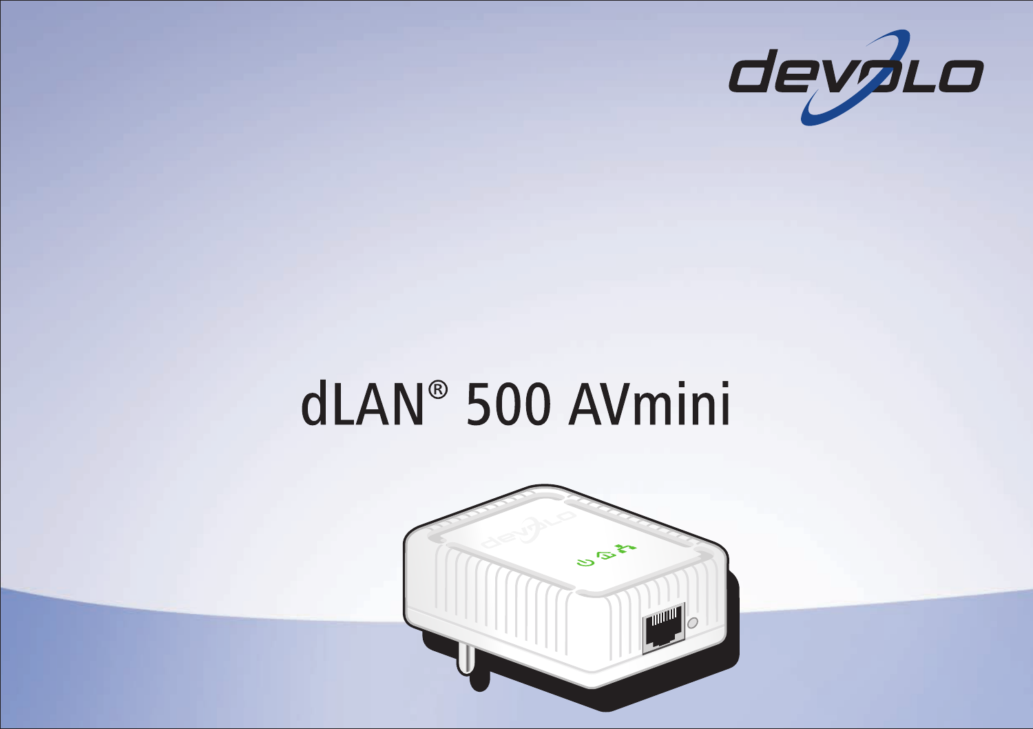devolo

# dLAN® 500 AVmini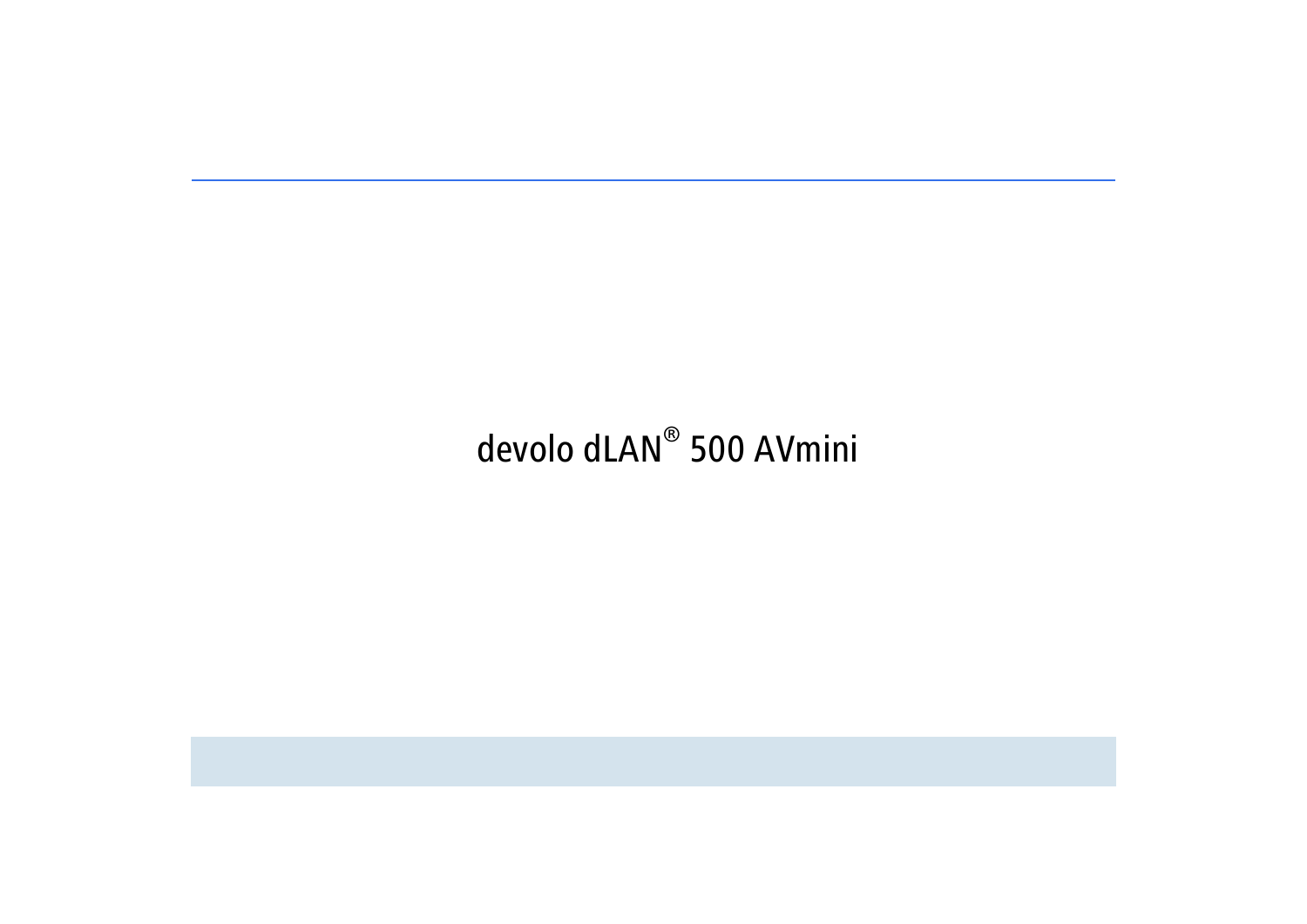devolo dLAN® 500 AVmini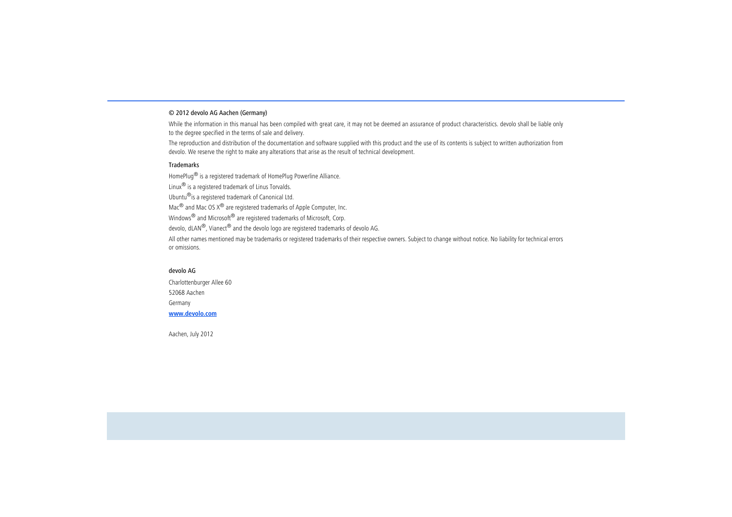© 2012 devolo AG Aachen (Germany)

While the information in this manual has been compiled with great care, it may not be deemed an assurance of product characteristics. devolo shall be liable only to the degree specified in the terms of sale and delivery.

The reproduction and distribution of the documentation and software supplied with this product and the use of its contents is subject to written authorization from devolo. We reserve the right to make any alterations that arise as the result of technical development.

### Trademarks

HomePlug® is a registered trademark of HomePlug Powerline Alliance.

Linux® is a registered trademark of Linus Torvalds.

Ubuntu®is a registered trademark of Canonical Ltd.

Mac® and Mac OS X® are registered trademarks of Apple Computer, Inc.

Windows® and Microsoft® are registered trademarks of Microsoft, Corp.

devolo, dLAN®, Vianect® and the devolo logo are registered trademarks of devolo AG.

All other names mentioned may be trademarks or registered trademarks of their respective owners. Subject to change without notice. No liability for technical errors or omissions.

devolo AG

Charlottenburger Allee 60

52068 Aachen

Germany

**www.devolo.com**

Aachen, July 2012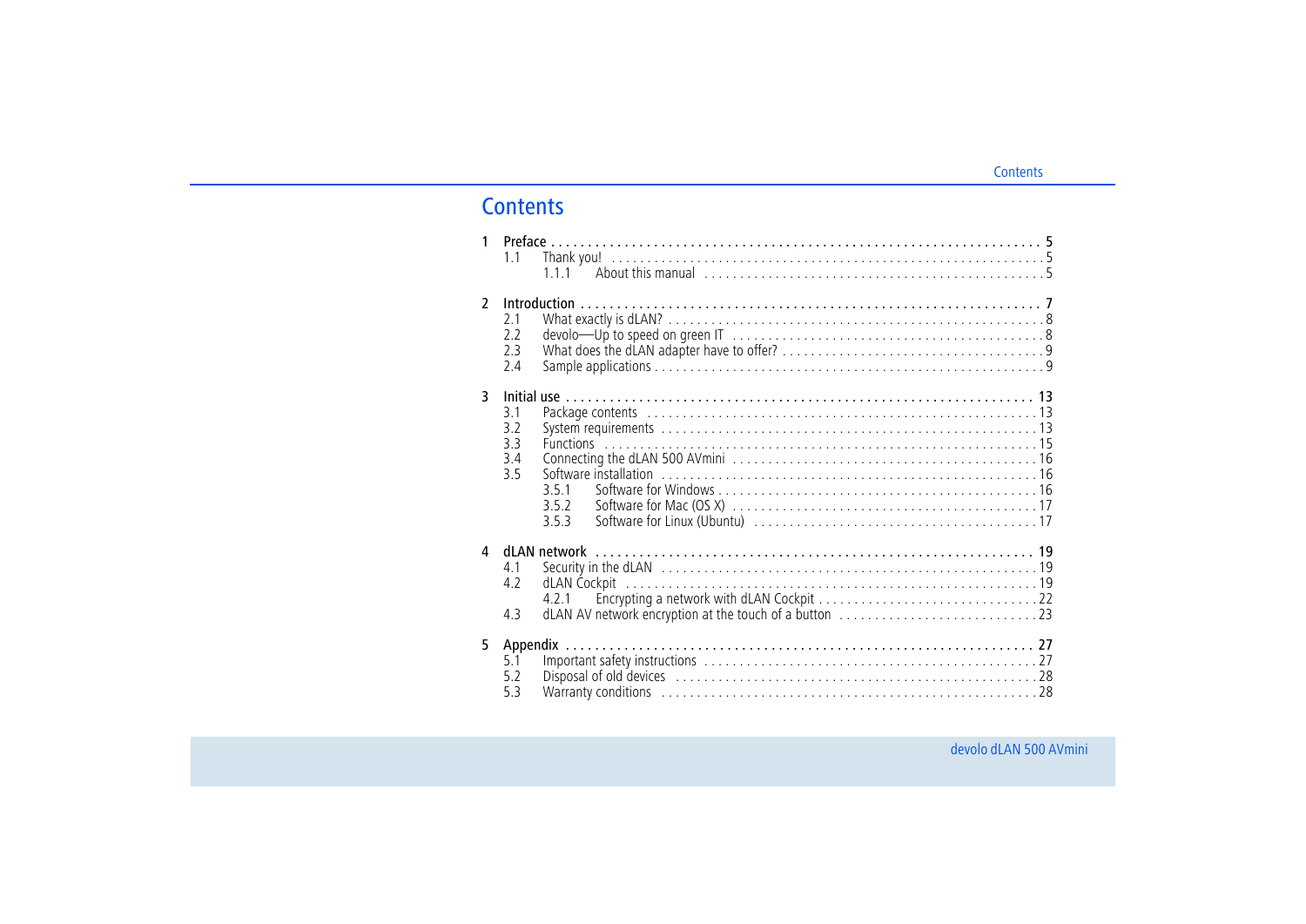# Contents

1 Preface . . . . . . . . . . . . . . . . . . . . . . . . . . . . . . . . . . . . . . . . . . . . . . . . . . . . . . . . . . . . . . . . . . . . 5
   1.1 Thank you! . . . . . . . . . . . . . . . . . . . . . . . . . . . . . . . . . . . . . . . . . . . . . . . . . . . . . . . . . . . . . . 5
      1.1.1 About this manual . . . . . . . . . . . . . . . . . . . . . . . . . . . . . . . . . . . . . . . . . . . . . . . . 5

2 Introduction . . . . . . . . . . . . . . . . . . . . . . . . . . . . . . . . . . . . . . . . . . . . . . . . . . . . . . . . . . . . . . . . 7
   2.1 What exactly is dLAN? . . . . . . . . . . . . . . . . . . . . . . . . . . . . . . . . . . . . . . . . . . . . . . . . . . . . . . 8
   2.2 devolo—Up to speed on green IT . . . . . . . . . . . . . . . . . . . . . . . . . . . . . . . . . . . . . . . . . . . . . 8
   2.3 What does the dLAN adapter have to offer? . . . . . . . . . . . . . . . . . . . . . . . . . . . . . . . . . . . . . 9
   2.4 Sample applications . . . . . . . . . . . . . . . . . . . . . . . . . . . . . . . . . . . . . . . . . . . . . . . . . . . . . . . 9

3 Initial use . . . . . . . . . . . . . . . . . . . . . . . . . . . . . . . . . . . . . . . . . . . . . . . . . . . . . . . . . . . . . . . . . 13
   3.1 Package contents . . . . . . . . . . . . . . . . . . . . . . . . . . . . . . . . . . . . . . . . . . . . . . . . . . . . . . . 13
   3.2 System requirements . . . . . . . . . . . . . . . . . . . . . . . . . . . . . . . . . . . . . . . . . . . . . . . . . . . . . 13
   3.3 Functions . . . . . . . . . . . . . . . . . . . . . . . . . . . . . . . . . . . . . . . . . . . . . . . . . . . . . . . . . . . . . 15
   3.4 Connecting the dLAN 500 AVmini . . . . . . . . . . . . . . . . . . . . . . . . . . . . . . . . . . . . . . . . . . . 16
   3.5 Software installation . . . . . . . . . . . . . . . . . . . . . . . . . . . . . . . . . . . . . . . . . . . . . . . . . . . . . 16
      3.5.1 Software for Windows . . . . . . . . . . . . . . . . . . . . . . . . . . . . . . . . . . . . . . . . . . . . . 16
      3.5.2 Software for Mac (OS X) . . . . . . . . . . . . . . . . . . . . . . . . . . . . . . . . . . . . . . . . . . . 17
      3.5.3 Software for Linux (Ubuntu) . . . . . . . . . . . . . . . . . . . . . . . . . . . . . . . . . . . . . . . . 17

4 dLAN network . . . . . . . . . . . . . . . . . . . . . . . . . . . . . . . . . . . . . . . . . . . . . . . . . . . . . . . . . . . . . 19
   4.1 Security in the dLAN . . . . . . . . . . . . . . . . . . . . . . . . . . . . . . . . . . . . . . . . . . . . . . . . . . . . . 19
   4.2 dLAN Cockpit . . . . . . . . . . . . . . . . . . . . . . . . . . . . . . . . . . . . . . . . . . . . . . . . . . . . . . . . . . . 19
      4.2.1 Encrypting a network with dLAN Cockpit . . . . . . . . . . . . . . . . . . . . . . . . . . . . . . . 22
   4.3 dLAN AV network encryption at the touch of a button . . . . . . . . . . . . . . . . . . . . . . . . . . . . 23

5 Appendix . . . . . . . . . . . . . . . . . . . . . . . . . . . . . . . . . . . . . . . . . . . . . . . . . . . . . . . . . . . . . . . . . 27
   5.1 Important safety instructions . . . . . . . . . . . . . . . . . . . . . . . . . . . . . . . . . . . . . . . . . . . . . . . 27
   5.2 Disposal of old devices . . . . . . . . . . . . . . . . . . . . . . . . . . . . . . . . . . . . . . . . . . . . . . . . . . . 28
   5.3 Warranty conditions . . . . . . . . . . . . . . . . . . . . . . . . . . . . . . . . . . . . . . . . . . . . . . . . . . . . . 28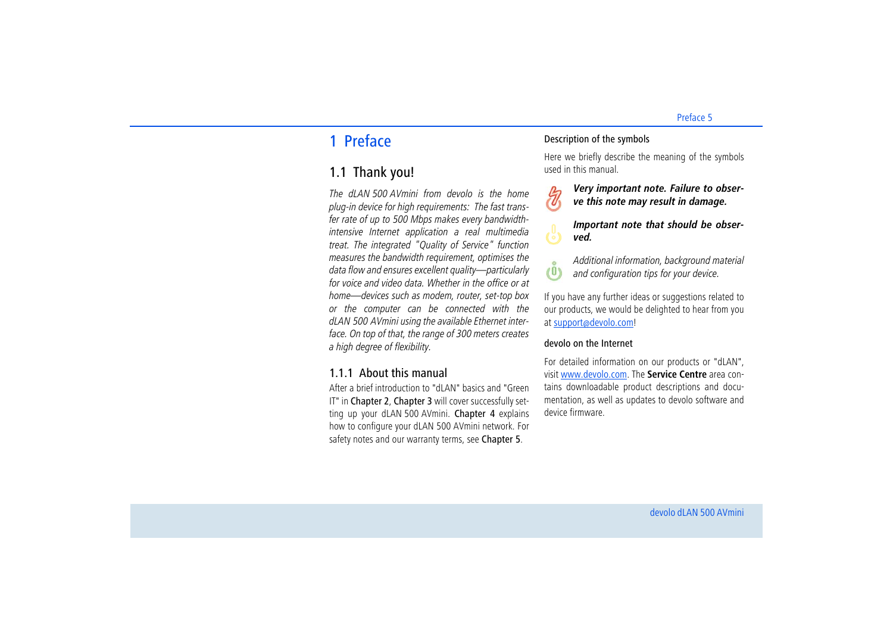# 1 Preface

## 1.1 Thank you!

*The dLAN 500 AVmini from devolo is the home plug-in device for high requirements: The fast transfer rate of up to 500 Mbps makes every bandwidth-intensive Internet application a real multimedia treat. The integrated "Quality of Service" function measures the bandwidth requirement, optimises the data flow and ensures excellent quality—particularly for voice and video data. Whether in the office or at home—devices such as modem, router, set-top box or the computer can be connected with the dLAN 500 AVmini using the available Ethernet interface. On top of that, the range of 300 meters creates a high degree of flexibility.*

### 1.1.1 About this manual

After a brief introduction to "dLAN" basics and "Green IT" in **Chapter 2**, **Chapter 3** will cover successfully setting up your dLAN 500 AVmini. **Chapter 4** explains how to configure your dLAN 500 AVmini network. For safety notes and our warranty terms, see **Chapter 5**.

#### Description of the symbols

Here we briefly describe the meaning of the symbols used in this manual.

***Very important note. Failure to observe this note may result in damage.***

***Important note that should be observed.***

*Additional information, background material and configuration tips for your device.*

If you have any further ideas or suggestions related to our products, we would be delighted to hear from you at support@devolo.com!

#### devolo on the Internet

For detailed information on our products or "dLAN", visit www.devolo.com. The **Service Centre** area contains downloadable product descriptions and documentation, as well as updates to devolo software and device firmware.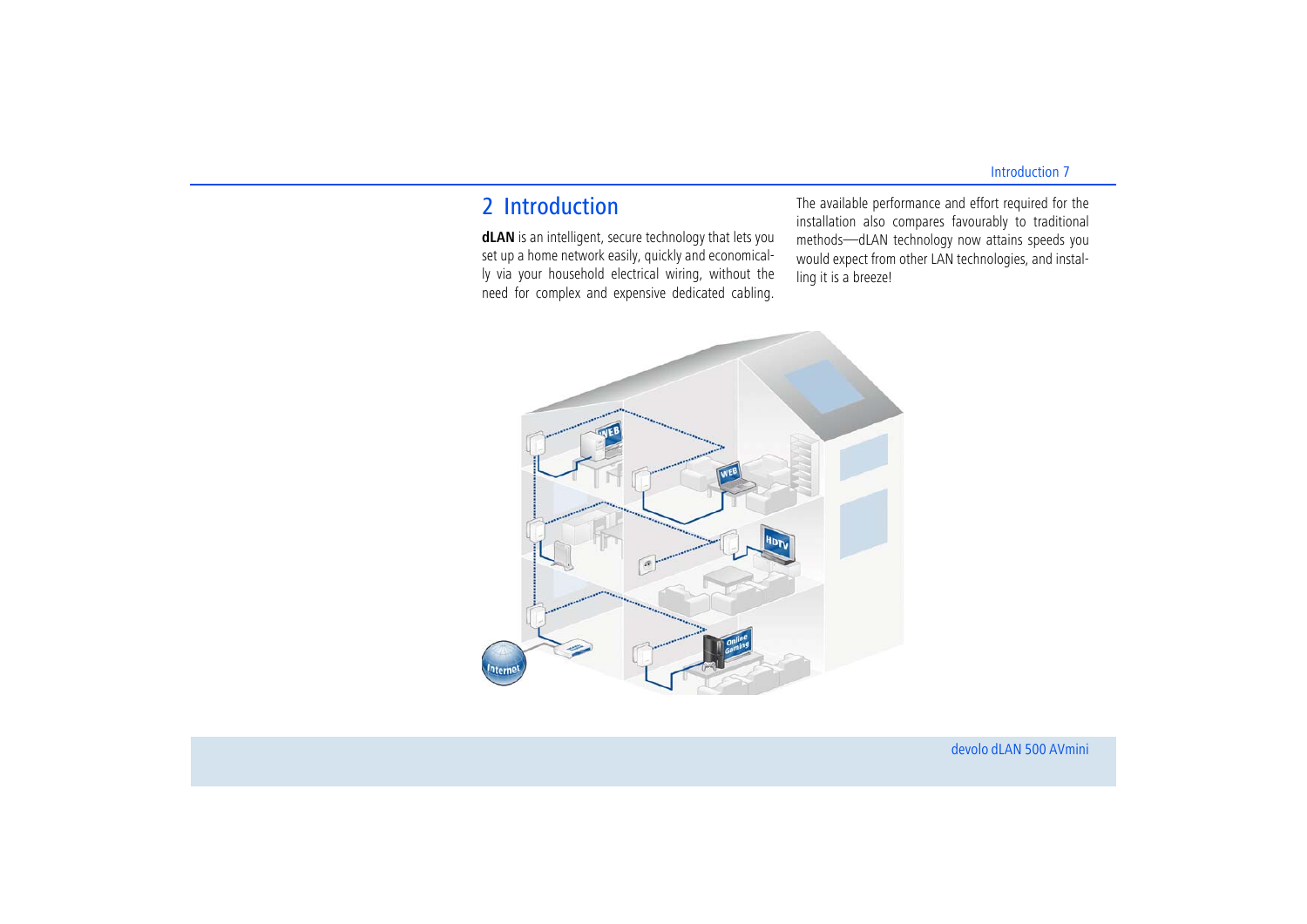# 2 Introduction

**dLAN** is an intelligent, secure technology that lets you set up a home network easily, quickly and economically via your household electrical wiring, without the need for complex and expensive dedicated cabling.

The available performance and effort required for the installation also compares favourably to traditional methods—dLAN technology now attains speeds you would expect from other LAN technologies, and installing it is a breeze!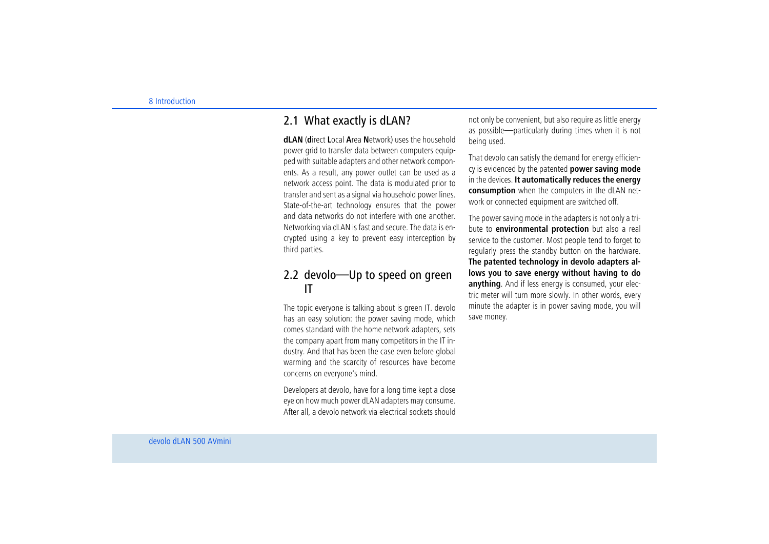## 2.1 What exactly is dLAN?

**dLAN** (**d**irect **L**ocal **A**rea **N**etwork) uses the household power grid to transfer data between computers equipped with suitable adapters and other network components. As a result, any power outlet can be used as a network access point. The data is modulated prior to transfer and sent as a signal via household power lines. State-of-the-art technology ensures that the power and data networks do not interfere with one another. Networking via dLAN is fast and secure. The data is encrypted using a key to prevent easy interception by third parties.

## 2.2 devolo—Up to speed on green IT

The topic everyone is talking about is green IT. devolo has an easy solution: the power saving mode, which comes standard with the home network adapters, sets the company apart from many competitors in the IT industry. And that has been the case even before global warming and the scarcity of resources have become concerns on everyone's mind.

Developers at devolo, have for a long time kept a close eye on how much power dLAN adapters may consume. After all, a devolo network via electrical sockets should not only be convenient, but also require as little energy as possible—particularly during times when it is not being used.

That devolo can satisfy the demand for energy efficiency is evidenced by the patented **power saving mode** in the devices. **It automatically reduces the energy consumption** when the computers in the dLAN network or connected equipment are switched off.

The power saving mode in the adapters is not only a tribute to **environmental protection** but also a real service to the customer. Most people tend to forget to regularly press the standby button on the hardware. **The patented technology in devolo adapters allows you to save energy without having to do anything**. And if less energy is consumed, your electric meter will turn more slowly. In other words, every minute the adapter is in power saving mode, you will save money.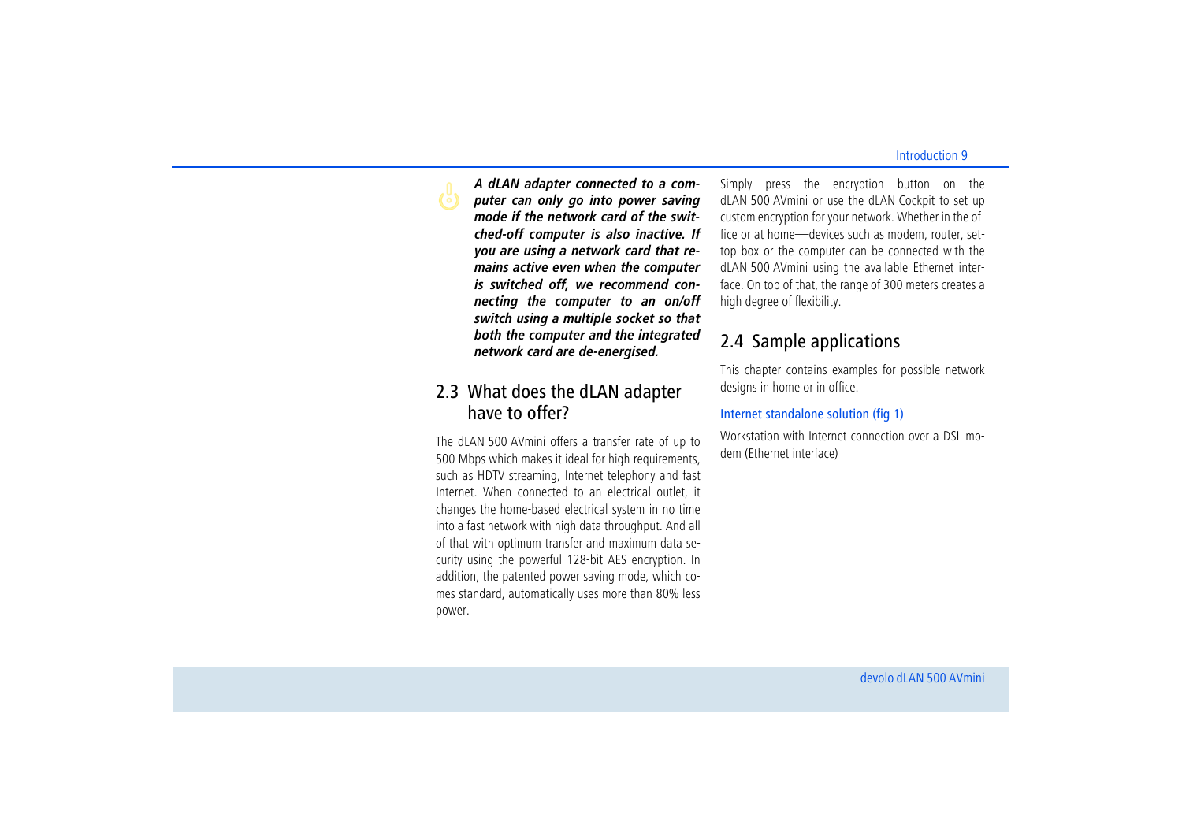***A dLAN adapter connected to a computer can only go into power saving mode if the network card of the switched-off computer is also inactive. If you are using a network card that remains active even when the computer is switched off, we recommend connecting the computer to an on/off switch using a multiple socket so that both the computer and the integrated network card are de-energised.***

## 2.3 What does the dLAN adapter have to offer?

The dLAN 500 AVmini offers a transfer rate of up to 500 Mbps which makes it ideal for high requirements, such as HDTV streaming, Internet telephony and fast Internet. When connected to an electrical outlet, it changes the home-based electrical system in no time into a fast network with high data throughput. And all of that with optimum transfer and maximum data security using the powerful 128-bit AES encryption. In addition, the patented power saving mode, which comes standard, automatically uses more than 80% less power.

Simply press the encryption button on the dLAN 500 AVmini or use the dLAN Cockpit to set up custom encryption for your network. Whether in the office or at home—devices such as modem, router, set-top box or the computer can be connected with the dLAN 500 AVmini using the available Ethernet interface. On top of that, the range of 300 meters creates a high degree of flexibility.

## 2.4 Sample applications

This chapter contains examples for possible network designs in home or in office.

### Internet standalone solution (fig 1)

Workstation with Internet connection over a DSL modem (Ethernet interface)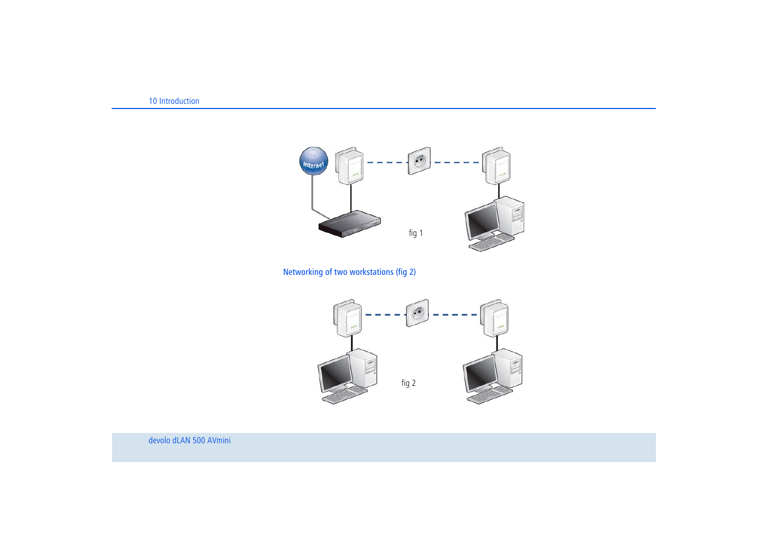fig 1

Networking of two workstations (fig 2)

fig 2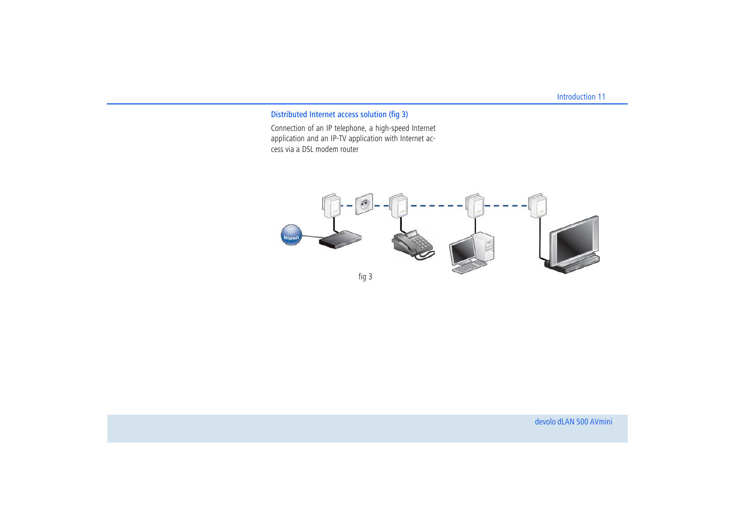## Distributed Internet access solution (fig 3)

Connection of an IP telephone, a high-speed Internet application and an IP-TV application with Internet access via a DSL modem router

fig 3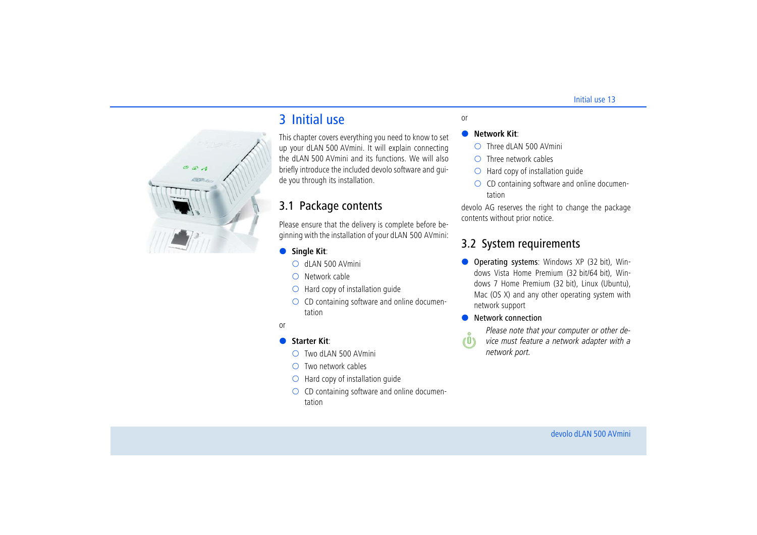# 3 Initial use

This chapter covers everything you need to know to set up your dLAN 500 AVmini. It will explain connecting the dLAN 500 AVmini and its functions. We will also briefly introduce the included devolo software and guide you through its installation.

## 3.1 Package contents

Please ensure that the delivery is complete before beginning with the installation of your dLAN 500 AVmini:

- **Single Kit**:
  - dLAN 500 AVmini
  - Network cable
  - Hard copy of installation guide
  - CD containing software and online documentation

or

- **Starter Kit**:
  - Two dLAN 500 AVmini
  - Two network cables
  - Hard copy of installation guide
  - CD containing software and online documentation

or

- **Network Kit**:
  - Three dLAN 500 AVmini
  - Three network cables
  - Hard copy of installation guide
  - CD containing software and online documentation

devolo AG reserves the right to change the package contents without prior notice.

## 3.2 System requirements

- **Operating systems**: Windows XP (32 bit), Windows Vista Home Premium (32 bit/64 bit), Windows 7 Home Premium (32 bit), Linux (Ubuntu), Mac (OS X) and any other operating system with network support
- **Network connection**

*Please note that your computer or other device must feature a network adapter with a network port.*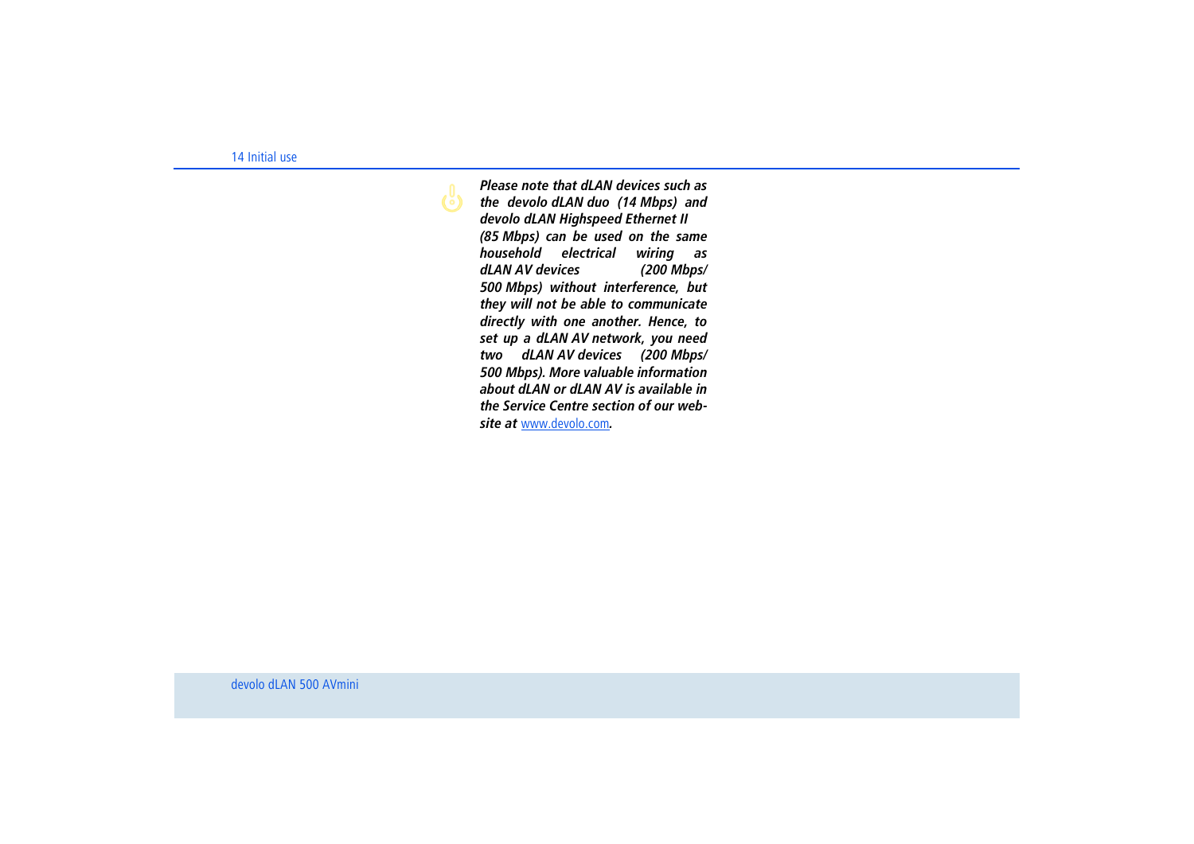*Please note that dLAN devices such as the devolo dLAN duo (14 Mbps) and devolo dLAN Highspeed Ethernet II (85 Mbps) can be used on the same household electrical wiring as dLAN AV devices (200 Mbps/ 500 Mbps) without interference, but they will not be able to communicate directly with one another. Hence, to set up a dLAN AV network, you need two dLAN AV devices (200 Mbps/ 500 Mbps). More valuable information about dLAN or dLAN AV is available in the Service Centre section of our web-site at* www.devolo.com.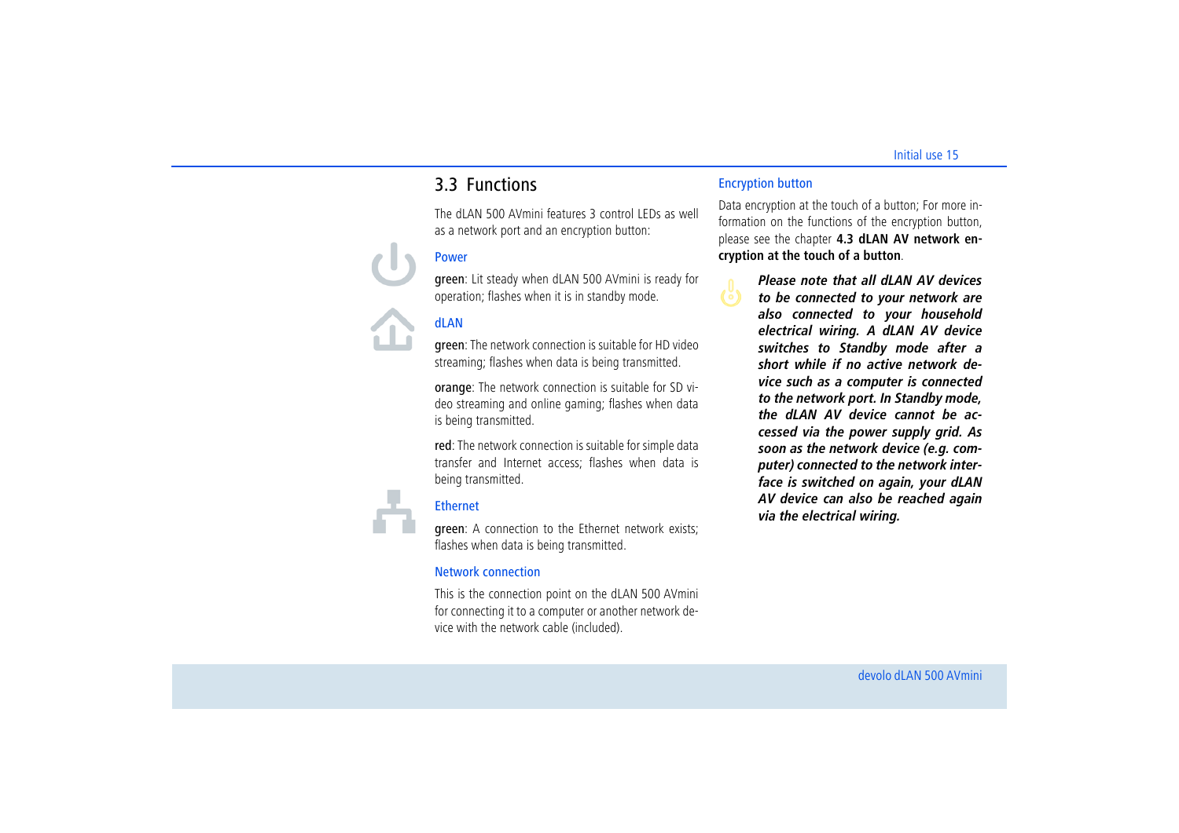## 3.3 Functions

The dLAN 500 AVmini features 3 control LEDs as well as a network port and an encryption button:

### Power

**green**: Lit steady when dLAN 500 AVmini is ready for operation; flashes when it is in standby mode.

### dLAN

**green**: The network connection is suitable for HD video streaming; flashes when data is being transmitted.

**orange**: The network connection is suitable for SD video streaming and online gaming; flashes when data is being transmitted.

**red**: The network connection is suitable for simple data transfer and Internet access; flashes when data is being transmitted.

### Ethernet

**green**: A connection to the Ethernet network exists; flashes when data is being transmitted.

### Network connection

This is the connection point on the dLAN 500 AVmini for connecting it to a computer or another network device with the network cable (included).

### Encryption button

Data encryption at the touch of a button; For more information on the functions of the encryption button, please see the chapter **4.3 dLAN AV network encryption at the touch of a button**.

***Please note that all dLAN AV devices to be connected to your network are also connected to your household electrical wiring. A dLAN AV device switches to Standby mode after a short while if no active network device such as a computer is connected to the network port. In Standby mode, the dLAN AV device cannot be accessed via the power supply grid. As soon as the network device (e.g. computer) connected to the network interface is switched on again, your dLAN AV device can also be reached again via the electrical wiring.***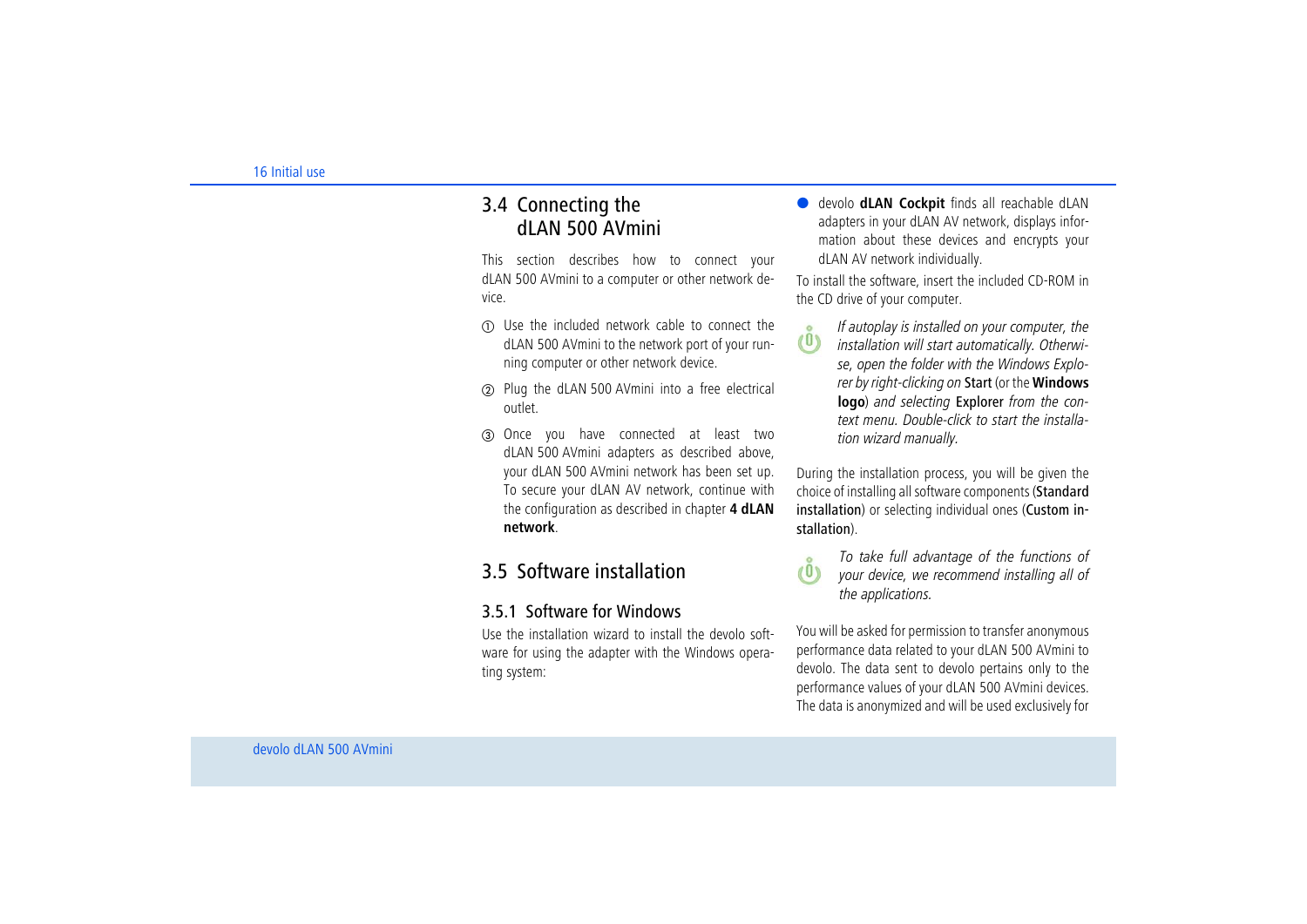## 3.4 Connecting the dLAN 500 AVmini

This section describes how to connect your dLAN 500 AVmini to a computer or other network device.

① Use the included network cable to connect the dLAN 500 AVmini to the network port of your running computer or other network device.

② Plug the dLAN 500 AVmini into a free electrical outlet.

③ Once you have connected at least two dLAN 500 AVmini adapters as described above, your dLAN 500 AVmini network has been set up. To secure your dLAN AV network, continue with the configuration as described in chapter **4 dLAN network**.

## 3.5 Software installation

### 3.5.1 Software for Windows

Use the installation wizard to install the devolo software for using the adapter with the Windows operating system:

- devolo **dLAN Cockpit** finds all reachable dLAN adapters in your dLAN AV network, displays information about these devices and encrypts your dLAN AV network individually.

To install the software, insert the included CD-ROM in the CD drive of your computer.

*If autoplay is installed on your computer, the installation will start automatically. Otherwise, open the folder with the Windows Explorer by right-clicking on* Start *(or the* **Windows logo***) and selecting* Explorer *from the context menu. Double-click to start the installation wizard manually.*

During the installation process, you will be given the choice of installing all software components (Standard installation) or selecting individual ones (Custom installation).

*To take full advantage of the functions of your device, we recommend installing all of the applications.*

You will be asked for permission to transfer anonymous performance data related to your dLAN 500 AVmini to devolo. The data sent to devolo pertains only to the performance values of your dLAN 500 AVmini devices. The data is anonymized and will be used exclusively for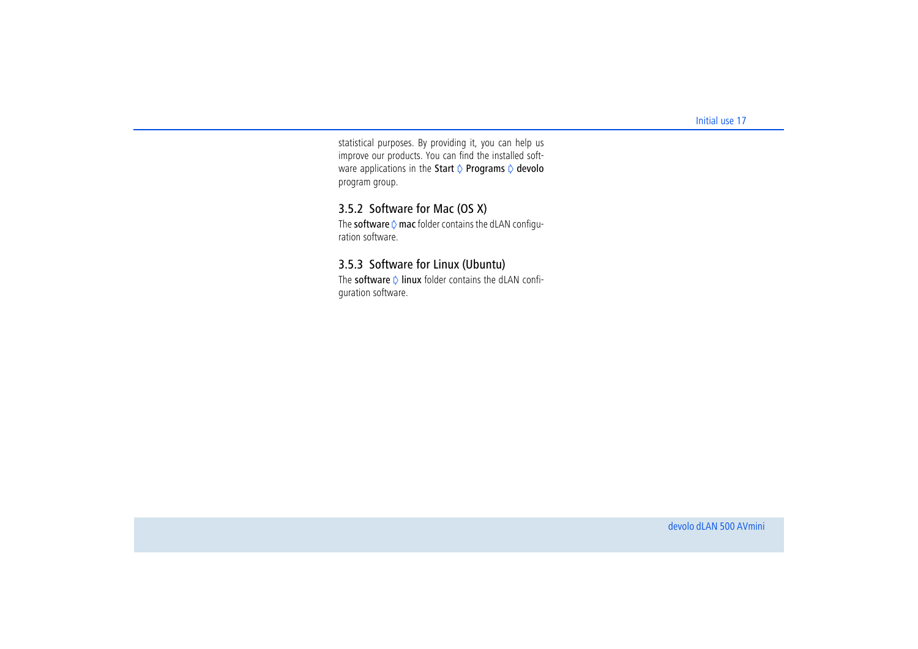statistical purposes. By providing it, you can help us improve our products. You can find the installed software applications in the **Start** ▷ **Programs** ▷ **devolo** program group.

### 3.5.2 Software for Mac (OS X)

The **software** ▷ **mac** folder contains the dLAN configuration software.

### 3.5.3 Software for Linux (Ubuntu)

The **software** ▷ **linux** folder contains the dLAN configuration software.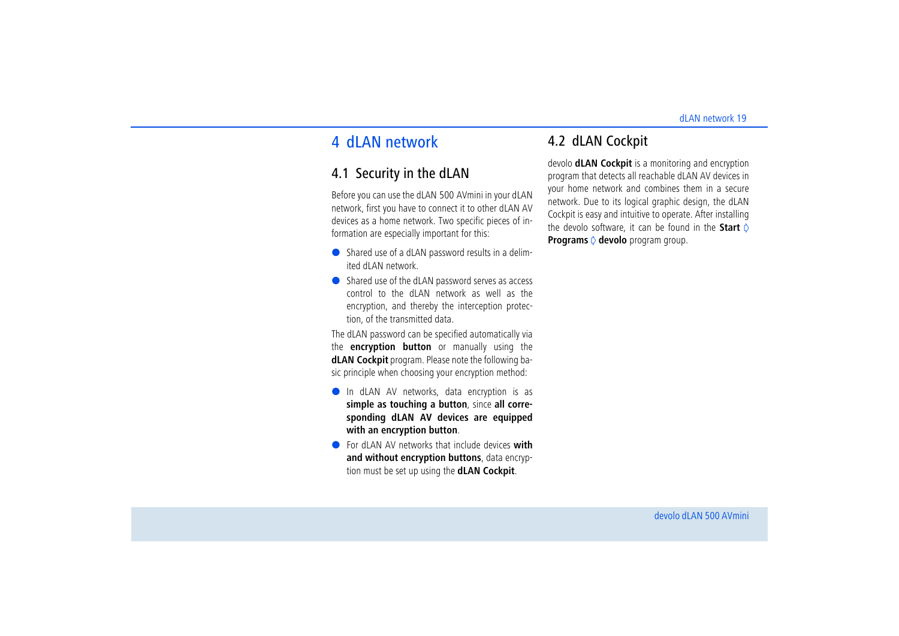# 4 dLAN network

## 4.1 Security in the dLAN

Before you can use the dLAN 500 AVmini in your dLAN network, first you have to connect it to other dLAN AV devices as a home network. Two specific pieces of information are especially important for this:

- Shared use of a dLAN password results in a delimited dLAN network.
- Shared use of the dLAN password serves as access control to the dLAN network as well as the encryption, and thereby the interception protection, of the transmitted data.

The dLAN password can be specified automatically via the **encryption button** or manually using the **dLAN Cockpit** program. Please note the following basic principle when choosing your encryption method:

- In dLAN AV networks, data encryption is as **simple as touching a button**, since **all corresponding dLAN AV devices are equipped with an encryption button**.
- For dLAN AV networks that include devices **with and without encryption buttons**, data encryption must be set up using the **dLAN Cockpit**.

## 4.2 dLAN Cockpit

devolo **dLAN Cockpit** is a monitoring and encryption program that detects all reachable dLAN AV devices in your home network and combines them in a secure network. Due to its logical graphic design, the dLAN Cockpit is easy and intuitive to operate. After installing the devolo software, it can be found in the **Start** ◊ **Programs** ◊ **devolo** program group.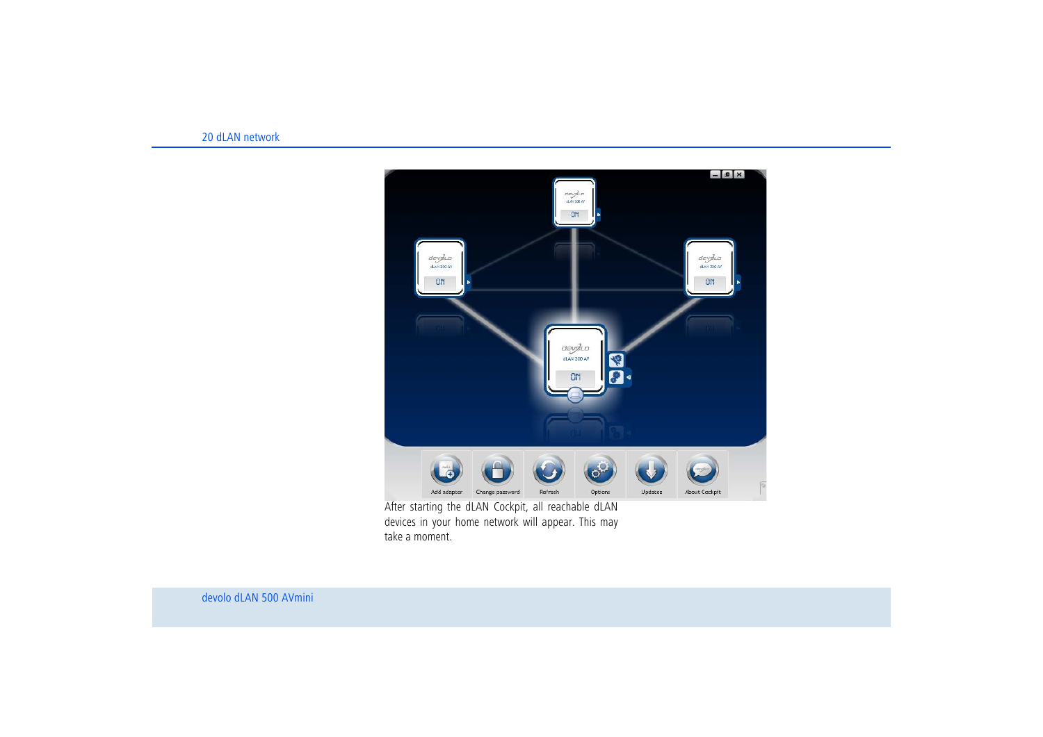After starting the dLAN Cockpit, all reachable dLAN devices in your home network will appear. This may take a moment.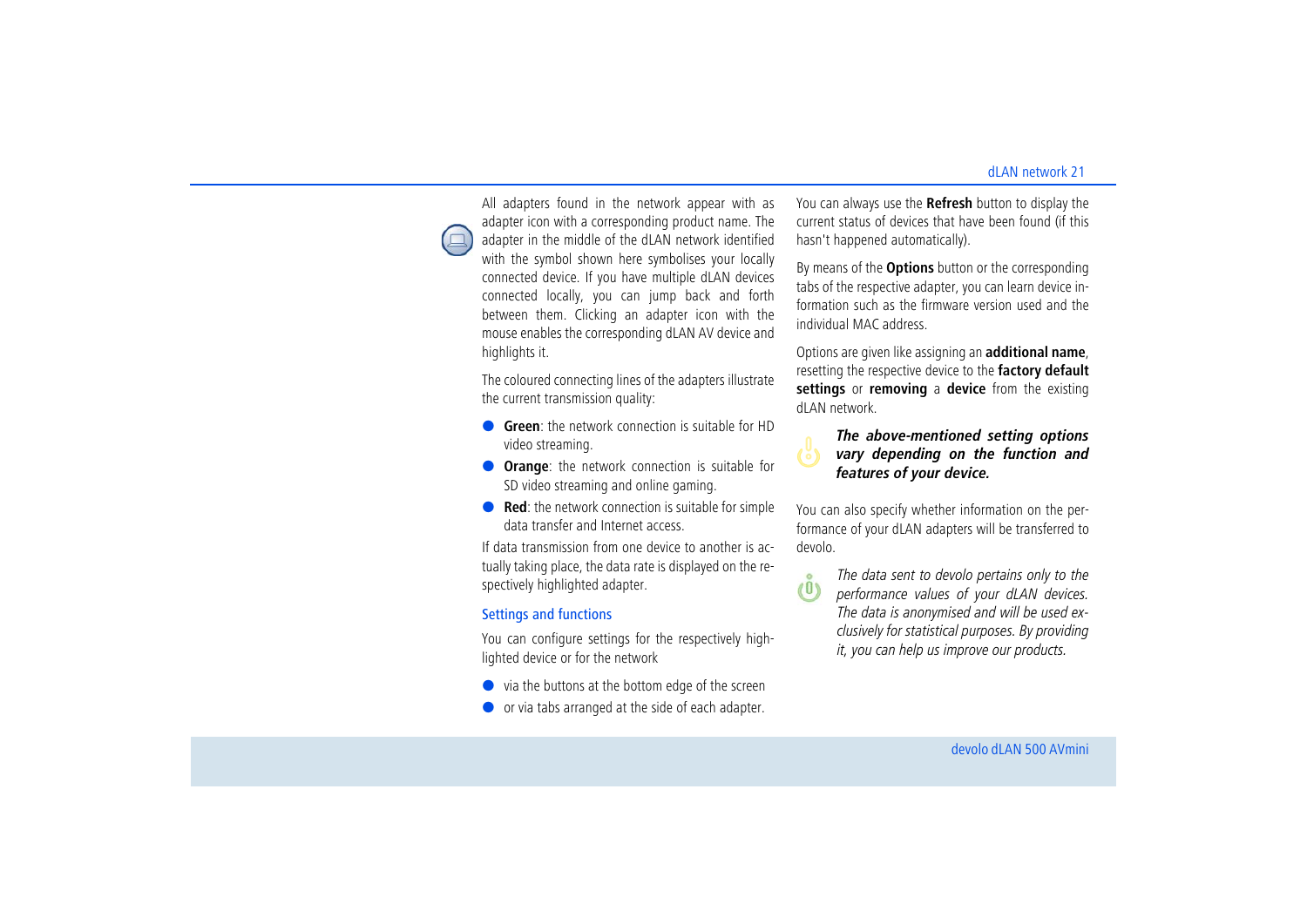All adapters found in the network appear with as adapter icon with a corresponding product name. The adapter in the middle of the dLAN network identified with the symbol shown here symbolises your locally connected device. If you have multiple dLAN devices connected locally, you can jump back and forth between them. Clicking an adapter icon with the mouse enables the corresponding dLAN AV device and highlights it.

The coloured connecting lines of the adapters illustrate the current transmission quality:

- **Green**: the network connection is suitable for HD video streaming.
- **Orange**: the network connection is suitable for SD video streaming and online gaming.
- **Red**: the network connection is suitable for simple data transfer and Internet access.

If data transmission from one device to another is actually taking place, the data rate is displayed on the respectively highlighted adapter.

### Settings and functions

You can configure settings for the respectively highlighted device or for the network

- via the buttons at the bottom edge of the screen
- or via tabs arranged at the side of each adapter.

You can always use the **Refresh** button to display the current status of devices that have been found (if this hasn't happened automatically).

By means of the **Options** button or the corresponding tabs of the respective adapter, you can learn device information such as the firmware version used and the individual MAC address.

Options are given like assigning an **additional name**, resetting the respective device to the **factory default settings** or **removing** a **device** from the existing dLAN network.

***The above-mentioned setting options vary depending on the function and features of your device.***

You can also specify whether information on the performance of your dLAN adapters will be transferred to devolo.

*The data sent to devolo pertains only to the performance values of your dLAN devices. The data is anonymised and will be used exclusively for statistical purposes. By providing it, you can help us improve our products.*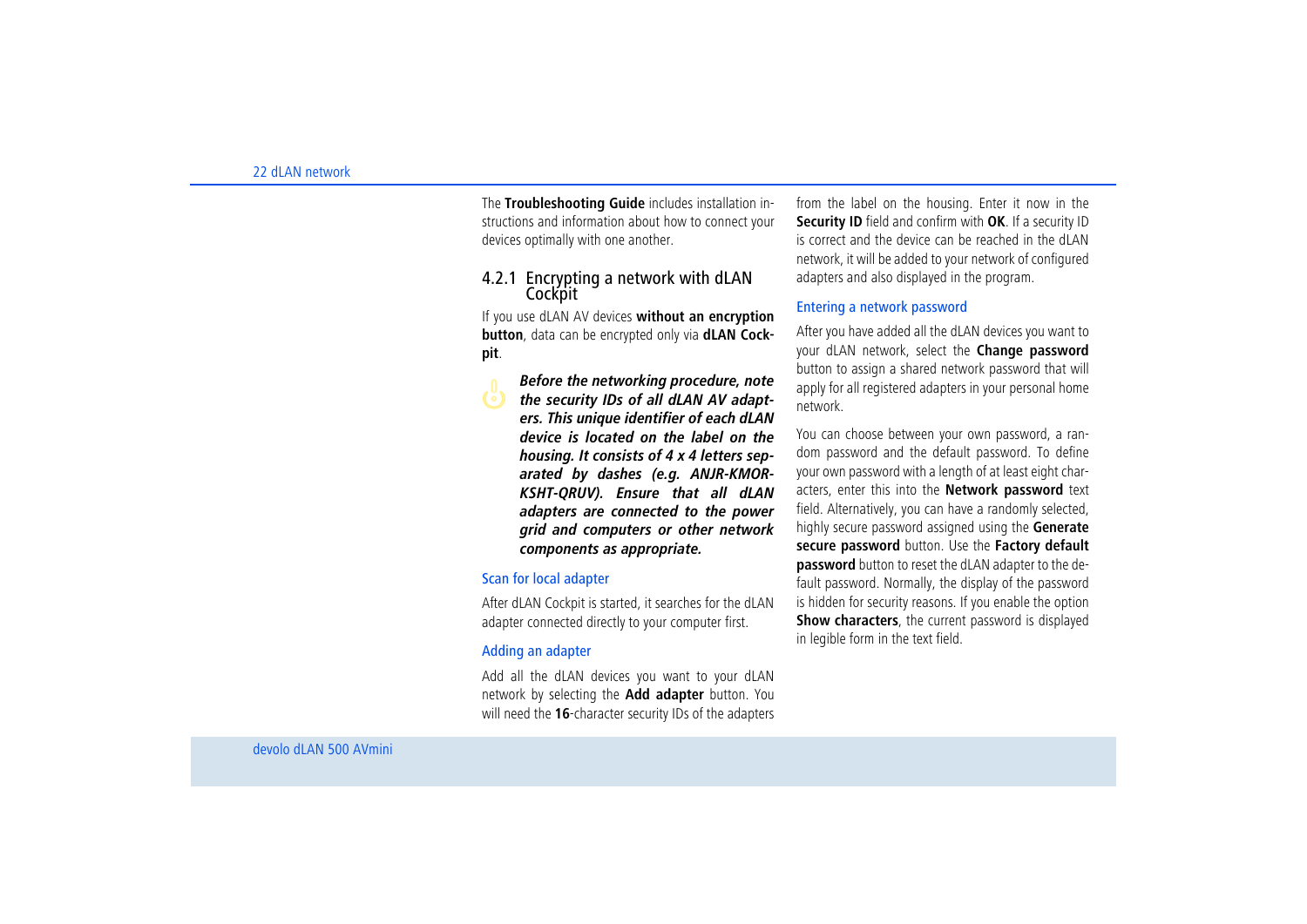The **Troubleshooting Guide** includes installation instructions and information about how to connect your devices optimally with one another.

### 4.2.1 Encrypting a network with dLAN Cockpit

If you use dLAN AV devices **without an encryption button**, data can be encrypted only via **dLAN Cockpit**.

***Before the networking procedure, note the security IDs of all dLAN AV adapters. This unique identifier of each dLAN device is located on the label on the housing. It consists of 4 x 4 letters separated by dashes (e.g. ANJR-KMOR-KSHT-QRUV). Ensure that all dLAN adapters are connected to the power grid and computers or other network components as appropriate.***

#### Scan for local adapter

After dLAN Cockpit is started, it searches for the dLAN adapter connected directly to your computer first.

#### Adding an adapter

Add all the dLAN devices you want to your dLAN network by selecting the **Add adapter** button. You will need the **16**-character security IDs of the adapters from the label on the housing. Enter it now in the **Security ID** field and confirm with **OK**. If a security ID is correct and the device can be reached in the dLAN network, it will be added to your network of configured adapters and also displayed in the program.

#### Entering a network password

After you have added all the dLAN devices you want to your dLAN network, select the **Change password** button to assign a shared network password that will apply for all registered adapters in your personal home network.

You can choose between your own password, a random password and the default password. To define your own password with a length of at least eight characters, enter this into the **Network password** text field. Alternatively, you can have a randomly selected, highly secure password assigned using the **Generate secure password** button. Use the **Factory default password** button to reset the dLAN adapter to the default password. Normally, the display of the password is hidden for security reasons. If you enable the option **Show characters**, the current password is displayed in legible form in the text field.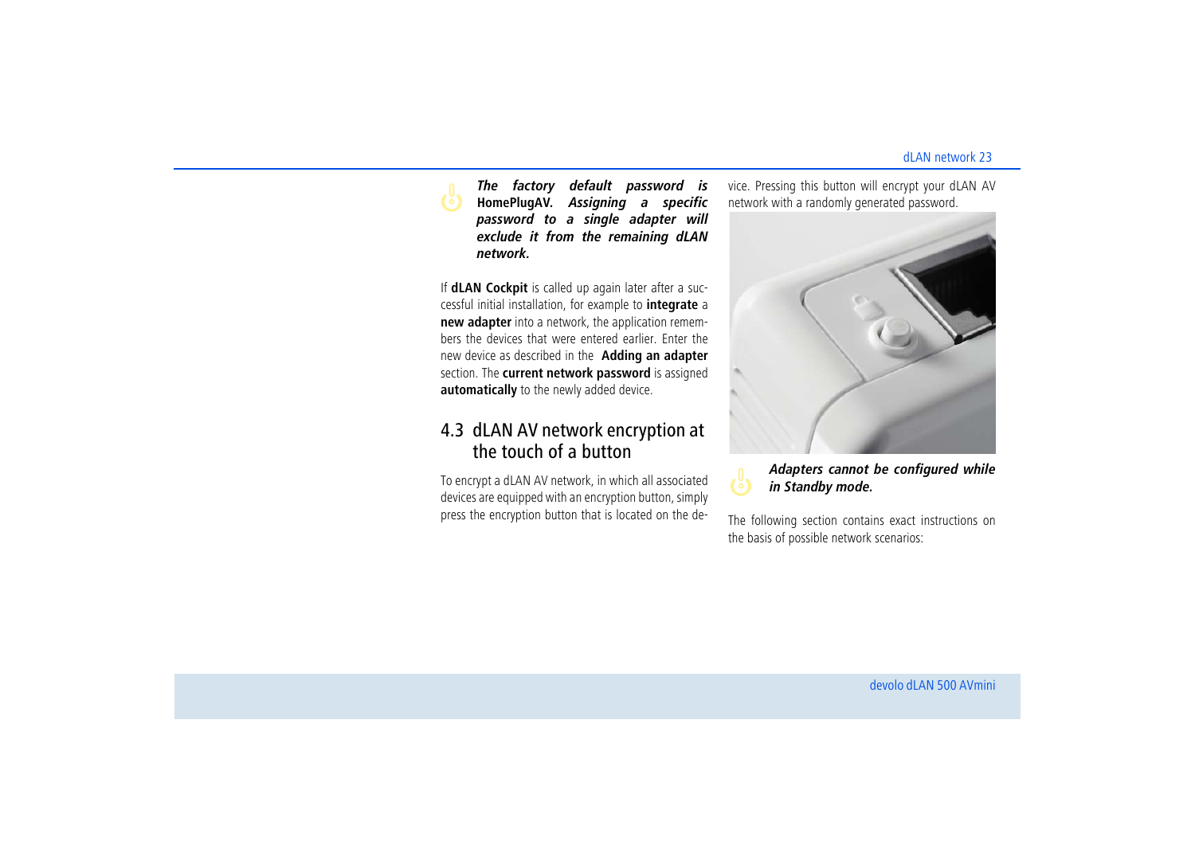***The factory default password is* HomePlugAV. *Assigning a specific password to a single adapter will exclude it from the remaining dLAN network.***

If **dLAN Cockpit** is called up again later after a successful initial installation, for example to **integrate** a **new adapter** into a network, the application remembers the devices that were entered earlier. Enter the new device as described in the **Adding an adapter** section. The **current network password** is assigned **automatically** to the newly added device.

## 4.3 dLAN AV network encryption at the touch of a button

To encrypt a dLAN AV network, in which all associated devices are equipped with an encryption button, simply press the encryption button that is located on the device. Pressing this button will encrypt your dLAN AV network with a randomly generated password.

***Adapters cannot be configured while in Standby mode.***

The following section contains exact instructions on the basis of possible network scenarios: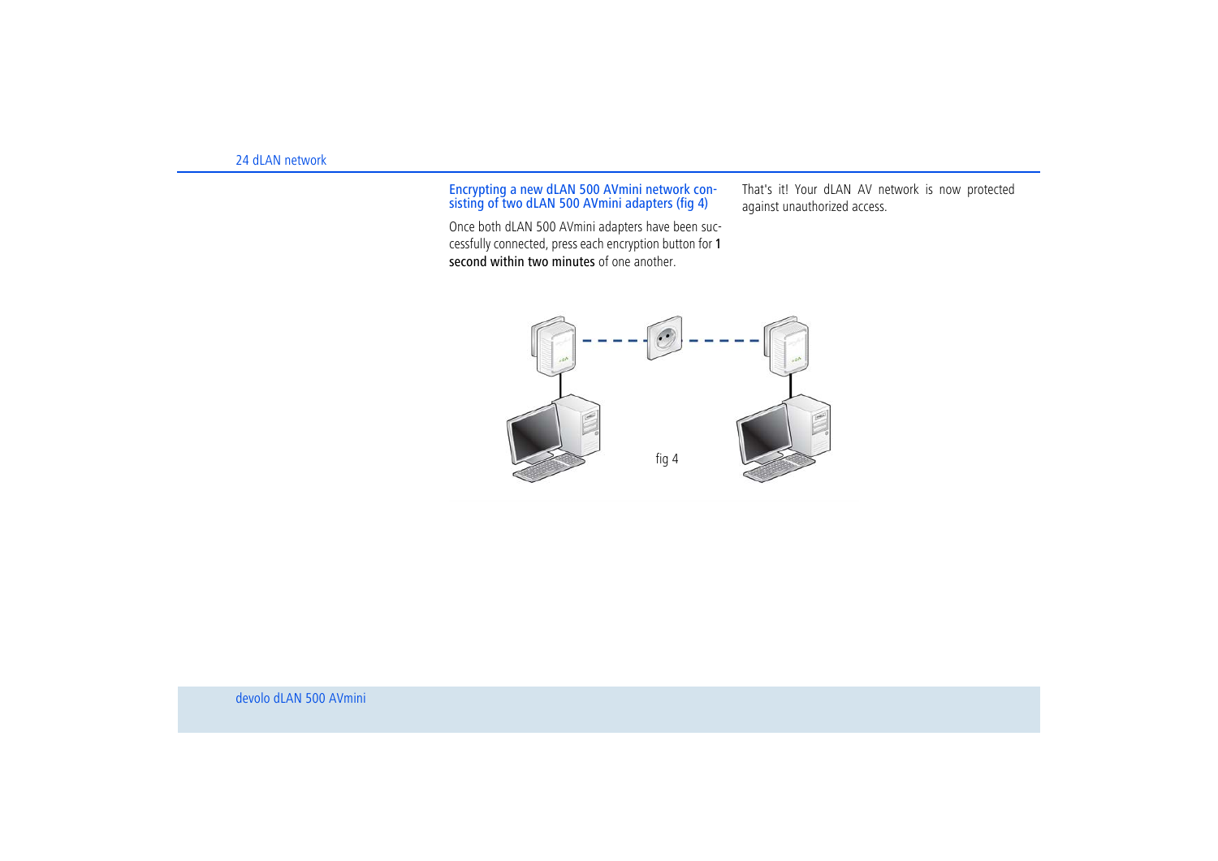### Encrypting a new dLAN 500 AVmini network consisting of two dLAN 500 AVmini adapters (fig 4)

Once both dLAN 500 AVmini adapters have been successfully connected, press each encryption button for **1 second within two minutes** of one another.

That's it! Your dLAN AV network is now protected against unauthorized access.

fig 4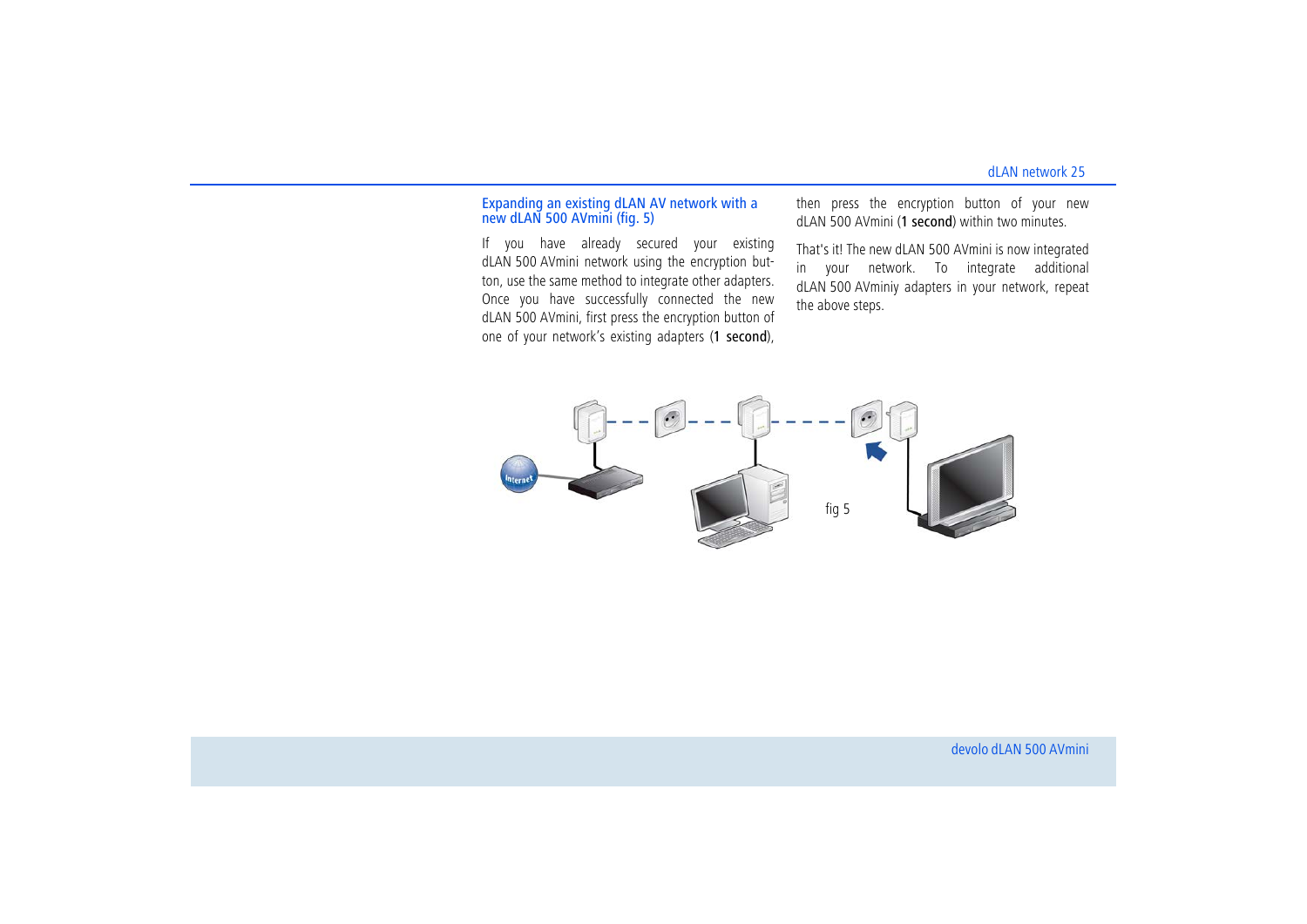### Expanding an existing dLAN AV network with a new dLAN 500 AVmini (fig. 5)

If you have already secured your existing dLAN 500 AVmini network using the encryption button, use the same method to integrate other adapters. Once you have successfully connected the new dLAN 500 AVmini, first press the encryption button of one of your network's existing adapters (**1 second**), then press the encryption button of your new dLAN 500 AVmini (**1 second**) within two minutes.

That's it! The new dLAN 500 AVmini is now integrated in your network. To integrate additional dLAN 500 AVminiy adapters in your network, repeat the above steps.

fig 5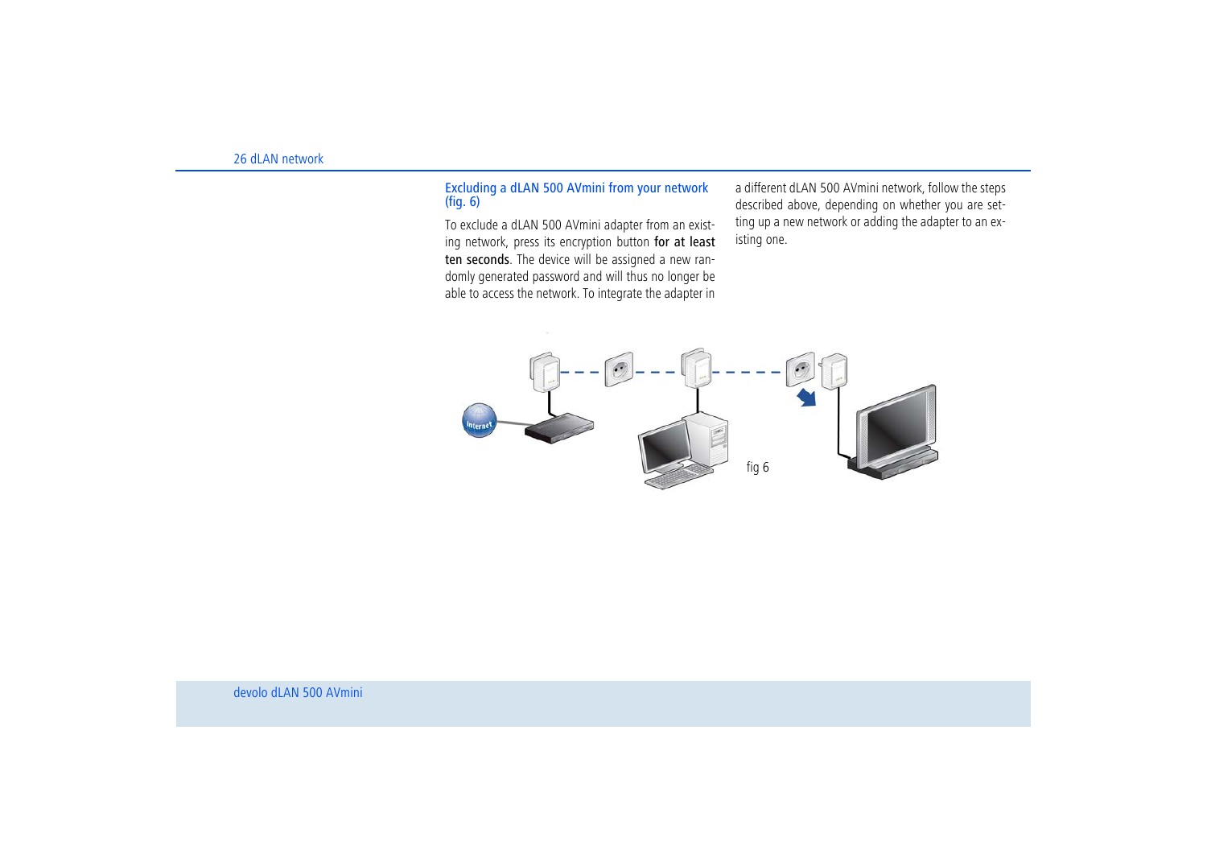### Excluding a dLAN 500 AVmini from your network (fig. 6)

To exclude a dLAN 500 AVmini adapter from an existing network, press its encryption button **for at least ten seconds**. The device will be assigned a new randomly generated password and will thus no longer be able to access the network. To integrate the adapter in a different dLAN 500 AVmini network, follow the steps described above, depending on whether you are setting up a new network or adding the adapter to an existing one.

fig 6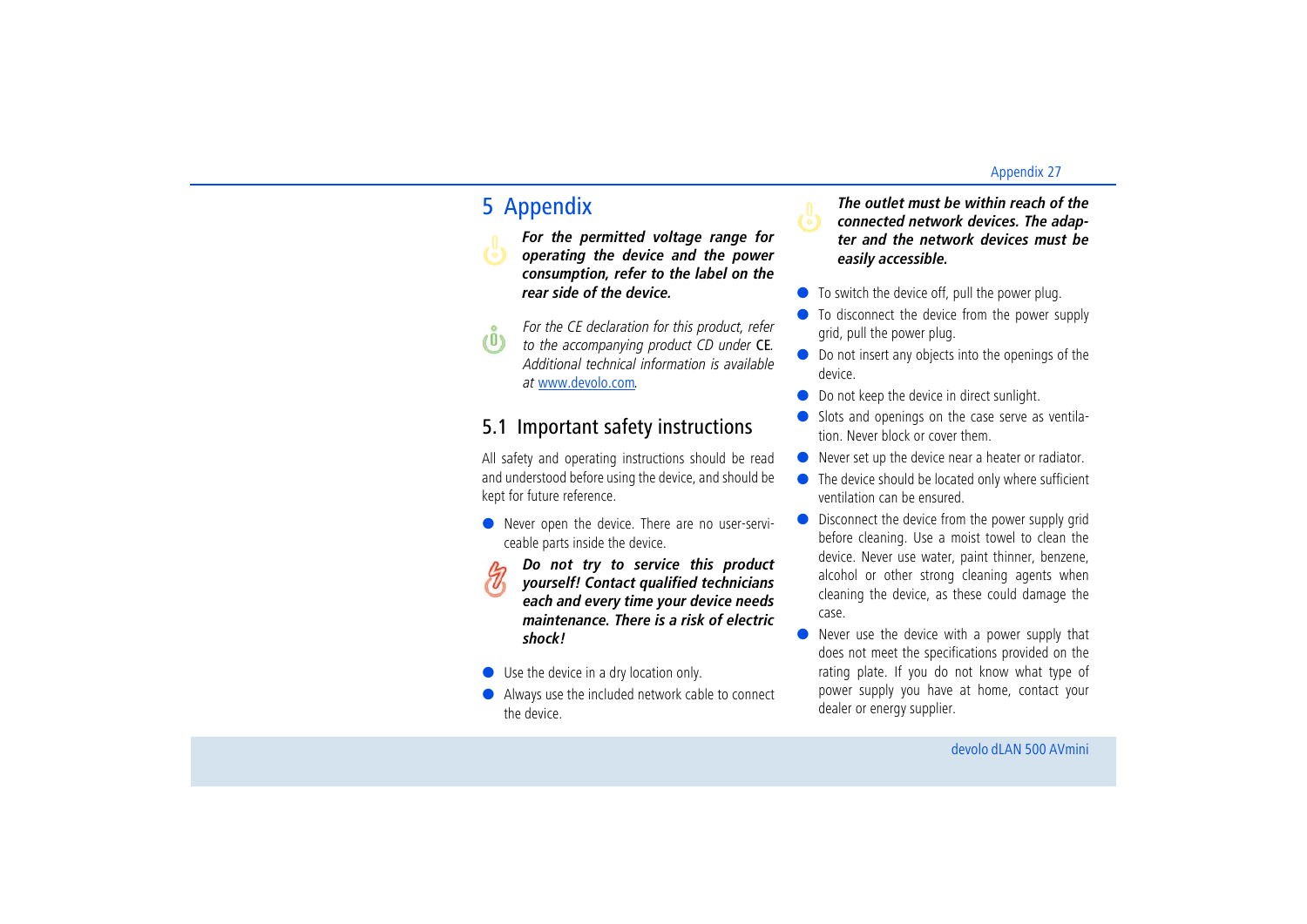# 5 Appendix

***For the permitted voltage range for operating the device and the power consumption, refer to the label on the rear side of the device.***

*For the CE declaration for this product, refer to the accompanying product CD under* CE*. Additional technical information is available at* [www.devolo.com](http://www.devolo.com)*.*

## 5.1 Important safety instructions

All safety and operating instructions should be read and understood before using the device, and should be kept for future reference.

- Never open the device. There are no user-serviceable parts inside the device.

***Do not try to service this product yourself! Contact qualified technicians each and every time your device needs maintenance. There is a risk of electric shock!***

- Use the device in a dry location only.
- Always use the included network cable to connect the device.

***The outlet must be within reach of the connected network devices. The adapter and the network devices must be easily accessible.***

- To switch the device off, pull the power plug.
- To disconnect the device from the power supply grid, pull the power plug.
- Do not insert any objects into the openings of the device.
- Do not keep the device in direct sunlight.
- Slots and openings on the case serve as ventilation. Never block or cover them.
- Never set up the device near a heater or radiator.
- The device should be located only where sufficient ventilation can be ensured.
- Disconnect the device from the power supply grid before cleaning. Use a moist towel to clean the device. Never use water, paint thinner, benzene, alcohol or other strong cleaning agents when cleaning the device, as these could damage the case.
- Never use the device with a power supply that does not meet the specifications provided on the rating plate. If you do not know what type of power supply you have at home, contact your dealer or energy supplier.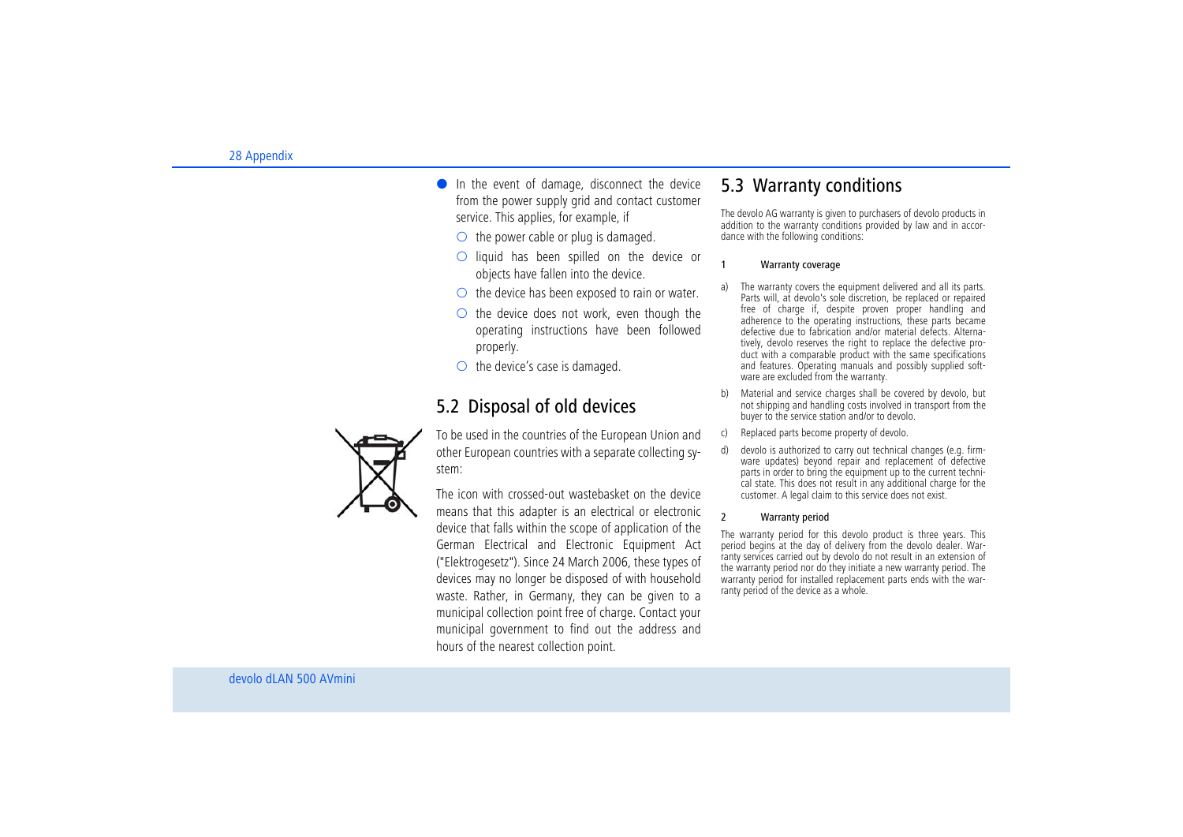- In the event of damage, disconnect the device from the power supply grid and contact customer service. This applies, for example, if
  - the power cable or plug is damaged.
  - liquid has been spilled on the device or objects have fallen into the device.
  - the device has been exposed to rain or water.
  - the device does not work, even though the operating instructions have been followed properly.
  - the device's case is damaged.

## 5.2 Disposal of old devices

To be used in the countries of the European Union and other European countries with a separate collecting system:

The icon with crossed-out wastebasket on the device means that this adapter is an electrical or electronic device that falls within the scope of application of the German Electrical and Electronic Equipment Act ("Elektrogesetz"). Since 24 March 2006, these types of devices may no longer be disposed of with household waste. Rather, in Germany, they can be given to a municipal collection point free of charge. Contact your municipal government to find out the address and hours of the nearest collection point.

## 5.3 Warranty conditions

The devolo AG warranty is given to purchasers of devolo products in addition to the warranty conditions provided by law and in accordance with the following conditions:

### 1 Warranty coverage

a) The warranty covers the equipment delivered and all its parts. Parts will, at devolo's sole discretion, be replaced or repaired free of charge if, despite proven proper handling and adherence to the operating instructions, these parts became defective due to fabrication and/or material defects. Alternatively, devolo reserves the right to replace the defective product with a comparable product with the same specifications and features. Operating manuals and possibly supplied software are excluded from the warranty.

b) Material and service charges shall be covered by devolo, but not shipping and handling costs involved in transport from the buyer to the service station and/or to devolo.

c) Replaced parts become property of devolo.

d) devolo is authorized to carry out technical changes (e.g. firmware updates) beyond repair and replacement of defective parts in order to bring the equipment up to the current technical state. This does not result in any additional charge for the customer. A legal claim to this service does not exist.

### 2 Warranty period

The warranty period for this devolo product is three years. This period begins at the day of delivery from the devolo dealer. Warranty services carried out by devolo do not result in an extension of the warranty period nor do they initiate a new warranty period. The warranty period for installed replacement parts ends with the warranty period of the device as a whole.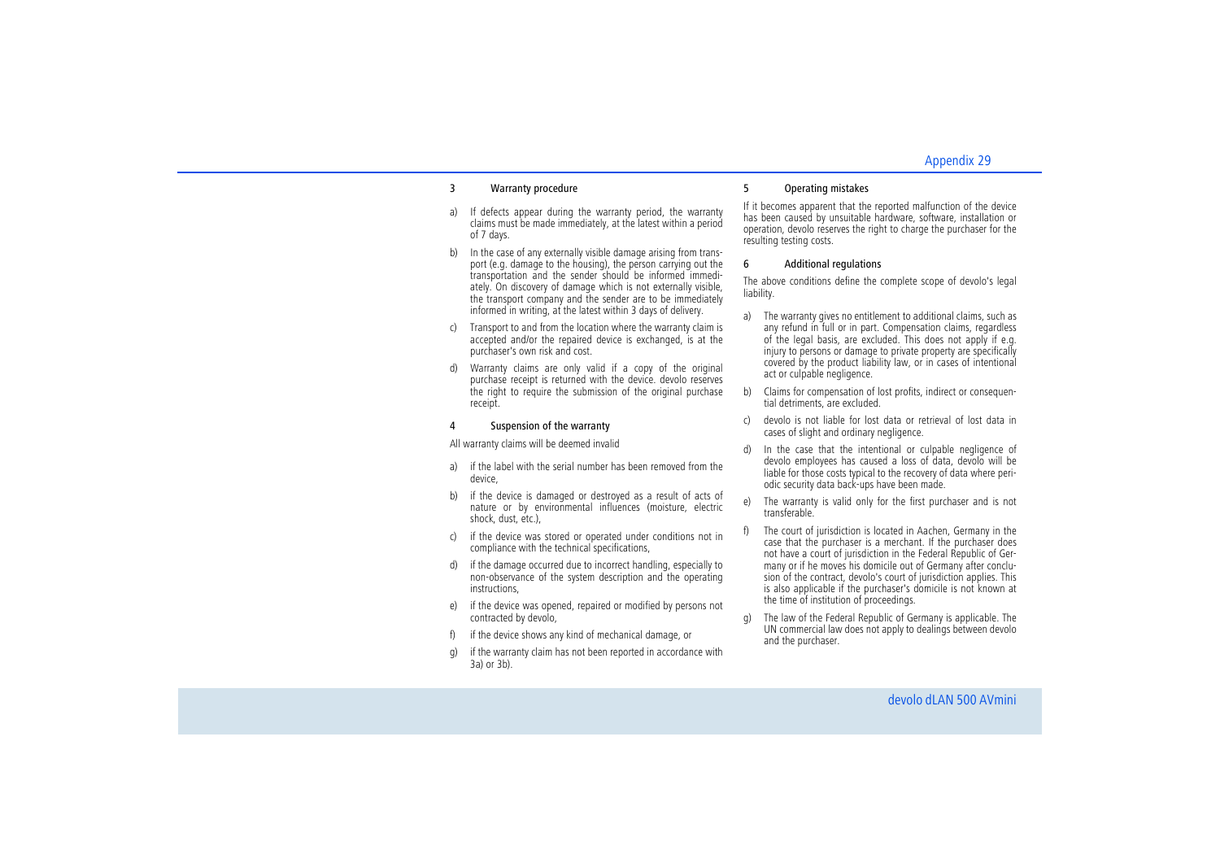### 3 Warranty procedure

a) If defects appear during the warranty period, the warranty claims must be made immediately, at the latest within a period of 7 days.

b) In the case of any externally visible damage arising from transport (e.g. damage to the housing), the person carrying out the transportation and the sender should be informed immediately. On discovery of damage which is not externally visible, the transport company and the sender are to be immediately informed in writing, at the latest within 3 days of delivery.

c) Transport to and from the location where the warranty claim is accepted and/or the repaired device is exchanged, is at the purchaser's own risk and cost.

d) Warranty claims are only valid if a copy of the original purchase receipt is returned with the device. devolo reserves the right to require the submission of the original purchase receipt.

### 4 Suspension of the warranty

All warranty claims will be deemed invalid

a) if the label with the serial number has been removed from the device,

b) if the device is damaged or destroyed as a result of acts of nature or by environmental influences (moisture, electric shock, dust, etc.),

c) if the device was stored or operated under conditions not in compliance with the technical specifications,

d) if the damage occurred due to incorrect handling, especially to non-observance of the system description and the operating instructions,

e) if the device was opened, repaired or modified by persons not contracted by devolo,

f) if the device shows any kind of mechanical damage, or

g) if the warranty claim has not been reported in accordance with 3a) or 3b).

### 5 Operating mistakes

If it becomes apparent that the reported malfunction of the device has been caused by unsuitable hardware, software, installation or operation, devolo reserves the right to charge the purchaser for the resulting testing costs.

### 6 Additional regulations

The above conditions define the complete scope of devolo's legal liability.

a) The warranty gives no entitlement to additional claims, such as any refund in full or in part. Compensation claims, regardless of the legal basis, are excluded. This does not apply if e.g. injury to persons or damage to private property are specifically covered by the product liability law, or in cases of intentional act or culpable negligence.

b) Claims for compensation of lost profits, indirect or consequential detriments, are excluded.

c) devolo is not liable for lost data or retrieval of lost data in cases of slight and ordinary negligence.

d) In the case that the intentional or culpable negligence of devolo employees has caused a loss of data, devolo will be liable for those costs typical to the recovery of data where periodic security data back-ups have been made.

e) The warranty is valid only for the first purchaser and is not transferable.

f) The court of jurisdiction is located in Aachen, Germany in the case that the purchaser is a merchant. If the purchaser does not have a court of jurisdiction in the Federal Republic of Germany or if he moves his domicile out of Germany after conclusion of the contract, devolo's court of jurisdiction applies. This is also applicable if the purchaser's domicile is not known at the time of institution of proceedings.

g) The law of the Federal Republic of Germany is applicable. The UN commercial law does not apply to dealings between devolo and the purchaser.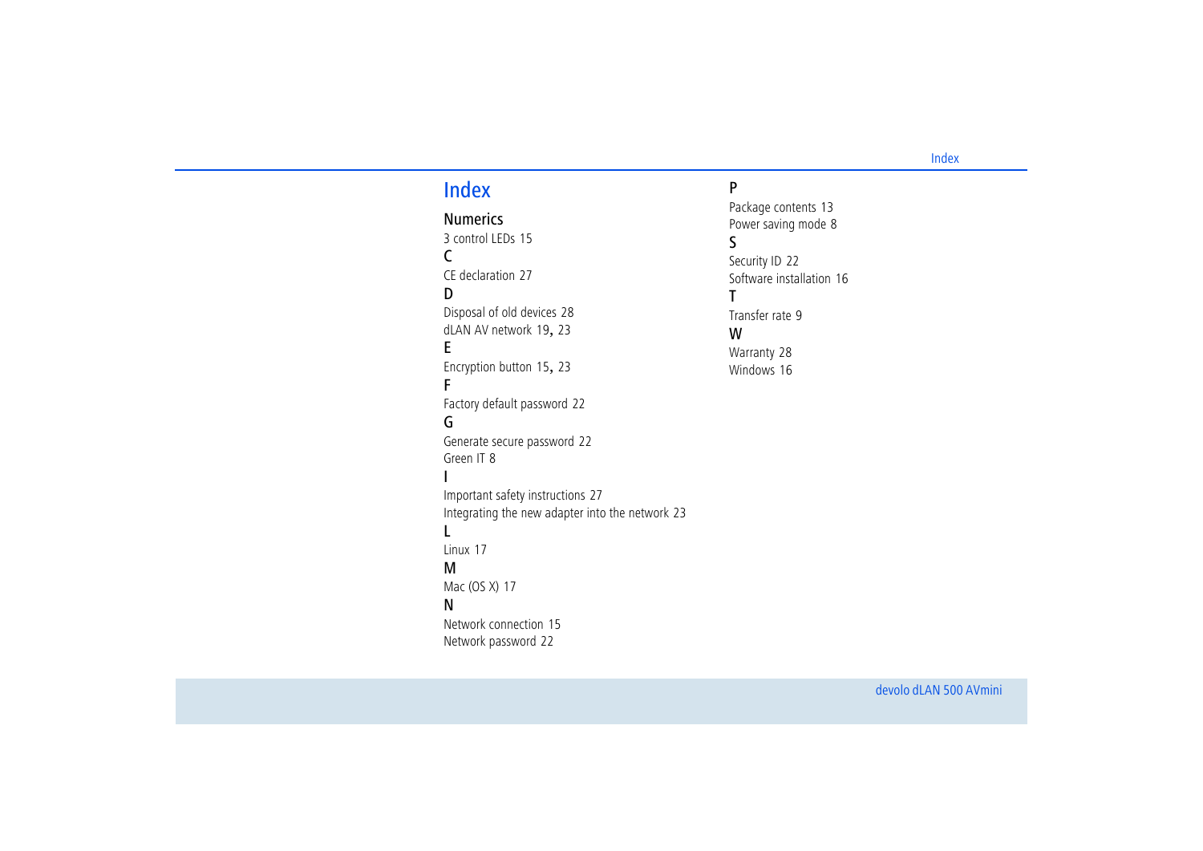# Index

## Numerics

3 control LEDs 15

## C

CE declaration 27

## D

Disposal of old devices 28
dLAN AV network 19, 23

## E

Encryption button 15, 23

## F

Factory default password 22

## G

Generate secure password 22
Green IT 8

## I

Important safety instructions 27
Integrating the new adapter into the network 23

## L

Linux 17

## M

Mac (OS X) 17

## N

Network connection 15
Network password 22

## P

Package contents 13
Power saving mode 8

## S

Security ID 22
Software installation 16

## T

Transfer rate 9

## W

Warranty 28
Windows 16